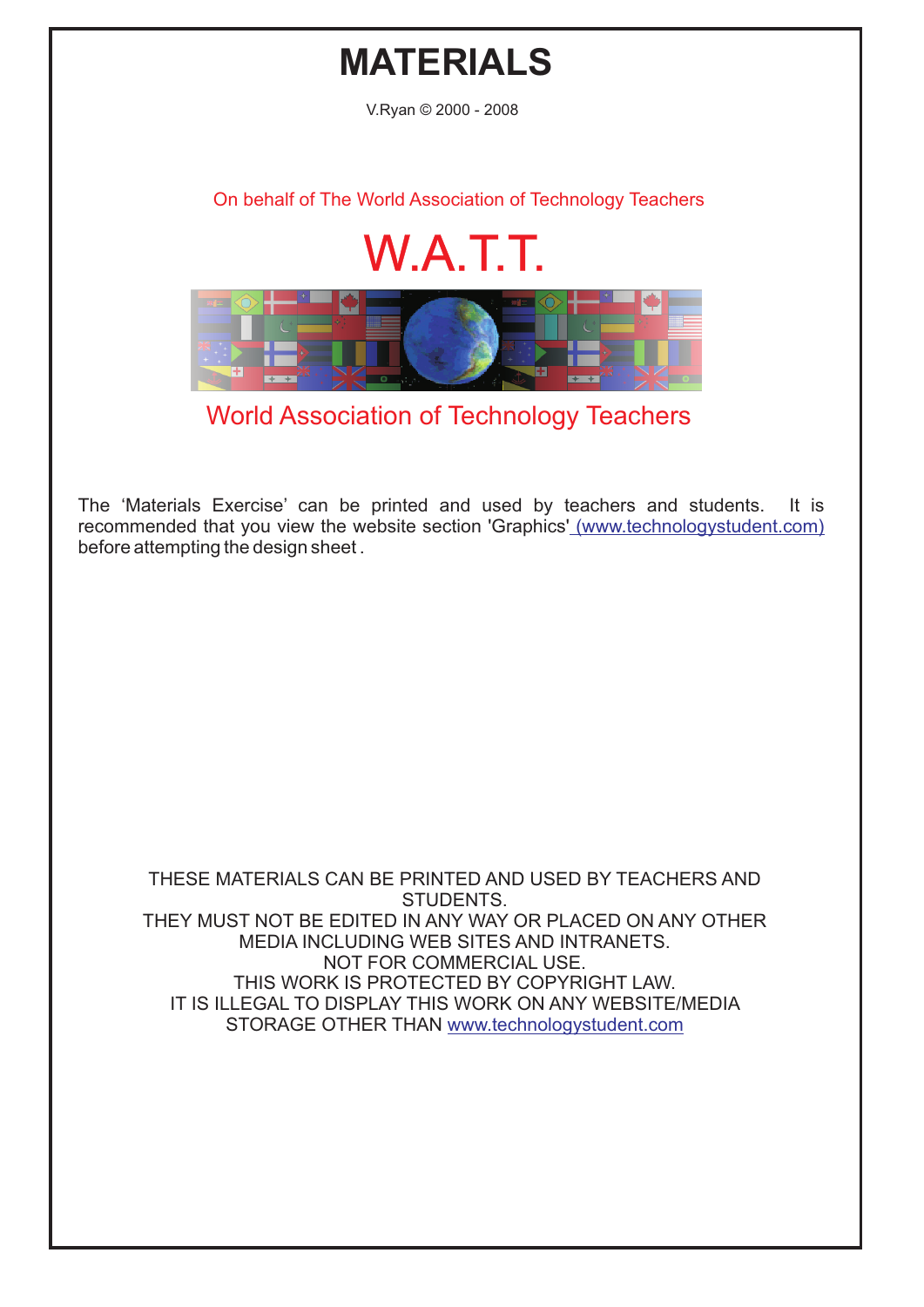# MATERIALS

V.Ryan © 2000 - 2008

On behalf of The World Association of Technology Teachers

W.A.T.T.

World Association of Technology Teachers

The 'Materials Exercise' can be printed and used by teachers and students. It is recommended that you view the website section 'Graphics' (www.technologystudent.com) before attempting the design sheet .

THESE MATERIALS CAN BE PRINTED AND USED BY TEACHERS AND STUDENTS.
THEY MUST NOT BE EDITED IN ANY WAY OR PLACED ON ANY OTHER MEDIA INCLUDING WEB SITES AND INTRANETS.
NOT FOR COMMERCIAL USE.
THIS WORK IS PROTECTED BY COPYRIGHT LAW.
IT IS ILLEGAL TO DISPLAY THIS WORK ON ANY WEBSITE/MEDIA STORAGE OTHER THAN www.technologystudent.com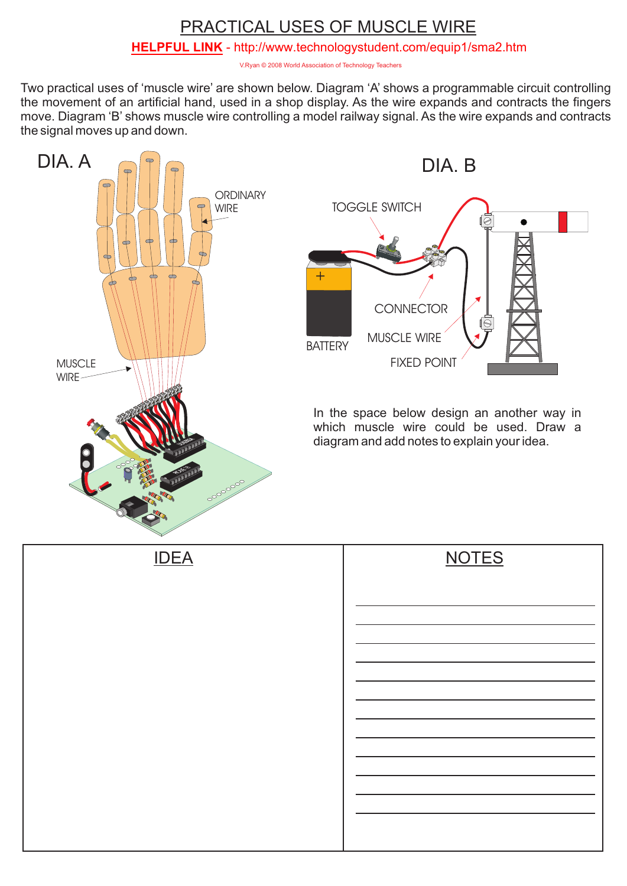# PRACTICAL USES OF MUSCLE WIRE

**HELPFUL LINK** - http://www.technologystudent.com/equip1/sma2.htm

V.Ryan © 2008 World Association of Technology Teachers

Two practical uses of 'muscle wire' are shown below. Diagram 'A' shows a programmable circuit controlling the movement of an artificial hand, used in a shop display. As the wire expands and contracts the fingers move. Diagram 'B' shows muscle wire controlling a model railway signal. As the wire expands and contracts the signal moves up and down.

DIA. A

ORDINARY WIRE

MUSCLE WIRE

DIA. B

TOGGLE SWITCH

+

BATTERY

CONNECTOR

MUSCLE WIRE

FIXED POINT

In the space below design an another way in which muscle wire could be used. Draw a diagram and add notes to explain your idea.

| IDEA | NOTES |
| --- | --- |
| | |